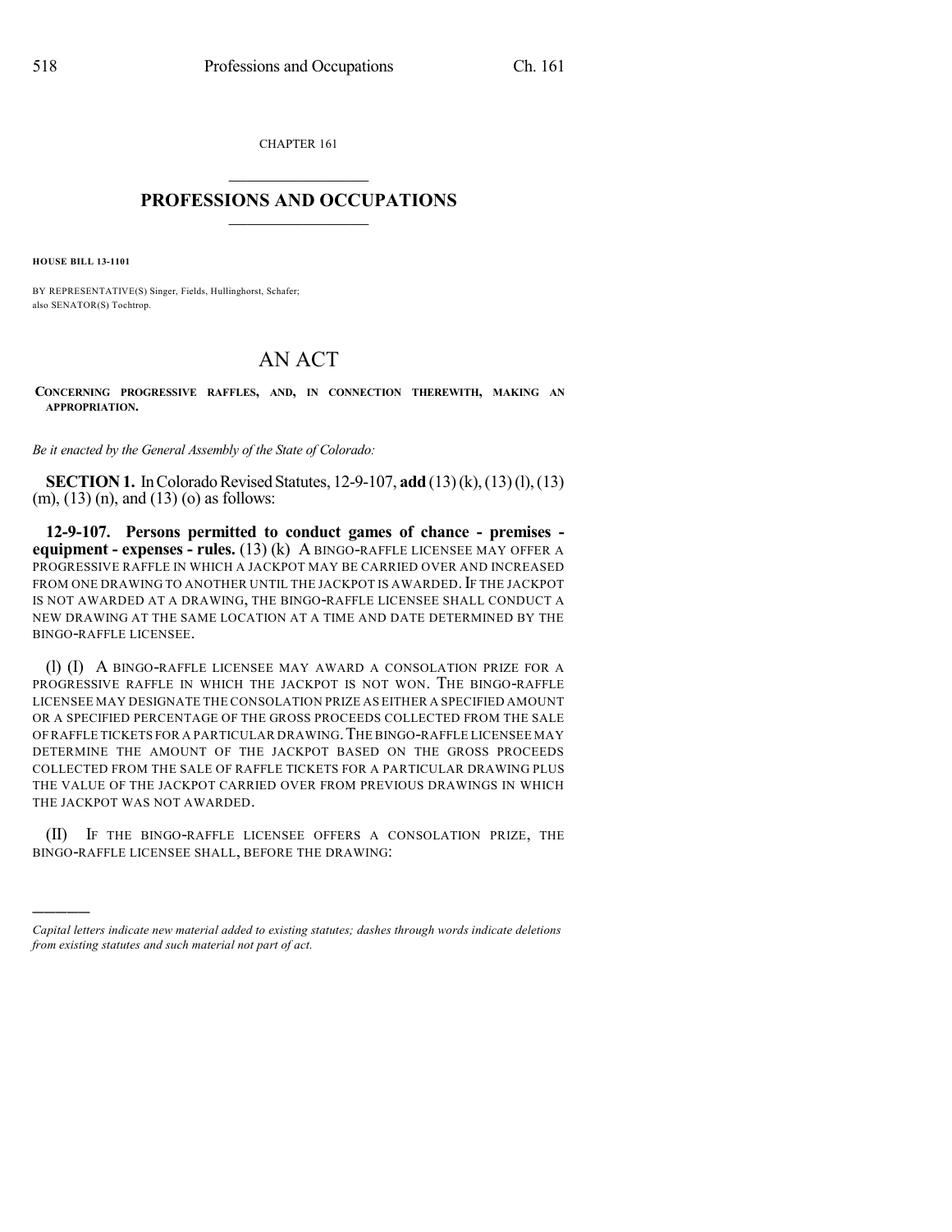CHAPTER 161

# PROFESSIONS AND OCCUPATIONS

**HOUSE BILL 13-1101**

BY REPRESENTATIVE(S) Singer, Fields, Hullinghorst, Schafer;
also SENATOR(S) Tochtrop.

# AN ACT

**CONCERNING PROGRESSIVE RAFFLES, AND, IN CONNECTION THEREWITH, MAKING AN APPROPRIATION.**

*Be it enacted by the General Assembly of the State of Colorado:*

**SECTION 1.** In Colorado Revised Statutes, 12-9-107, **add** (13) (k), (13) (l), (13) (m), (13) (n), and (13) (o) as follows:

**12-9-107. Persons permitted to conduct games of chance - premises - equipment - expenses - rules.** (13) (k) A BINGO-RAFFLE LICENSEE MAY OFFER A PROGRESSIVE RAFFLE IN WHICH A JACKPOT MAY BE CARRIED OVER AND INCREASED FROM ONE DRAWING TO ANOTHER UNTIL THE JACKPOT IS AWARDED. IF THE JACKPOT IS NOT AWARDED AT A DRAWING, THE BINGO-RAFFLE LICENSEE SHALL CONDUCT A NEW DRAWING AT THE SAME LOCATION AT A TIME AND DATE DETERMINED BY THE BINGO-RAFFLE LICENSEE.

(l) (I) A BINGO-RAFFLE LICENSEE MAY AWARD A CONSOLATION PRIZE FOR A PROGRESSIVE RAFFLE IN WHICH THE JACKPOT IS NOT WON. THE BINGO-RAFFLE LICENSEE MAY DESIGNATE THE CONSOLATION PRIZE AS EITHER A SPECIFIED AMOUNT OR A SPECIFIED PERCENTAGE OF THE GROSS PROCEEDS COLLECTED FROM THE SALE OF RAFFLE TICKETS FOR A PARTICULAR DRAWING. THE BINGO-RAFFLE LICENSEE MAY DETERMINE THE AMOUNT OF THE JACKPOT BASED ON THE GROSS PROCEEDS COLLECTED FROM THE SALE OF RAFFLE TICKETS FOR A PARTICULAR DRAWING PLUS THE VALUE OF THE JACKPOT CARRIED OVER FROM PREVIOUS DRAWINGS IN WHICH THE JACKPOT WAS NOT AWARDED.

(II) IF THE BINGO-RAFFLE LICENSEE OFFERS A CONSOLATION PRIZE, THE BINGO-RAFFLE LICENSEE SHALL, BEFORE THE DRAWING:

---

*Capital letters indicate new material added to existing statutes; dashes through words indicate deletions from existing statutes and such material not part of act.*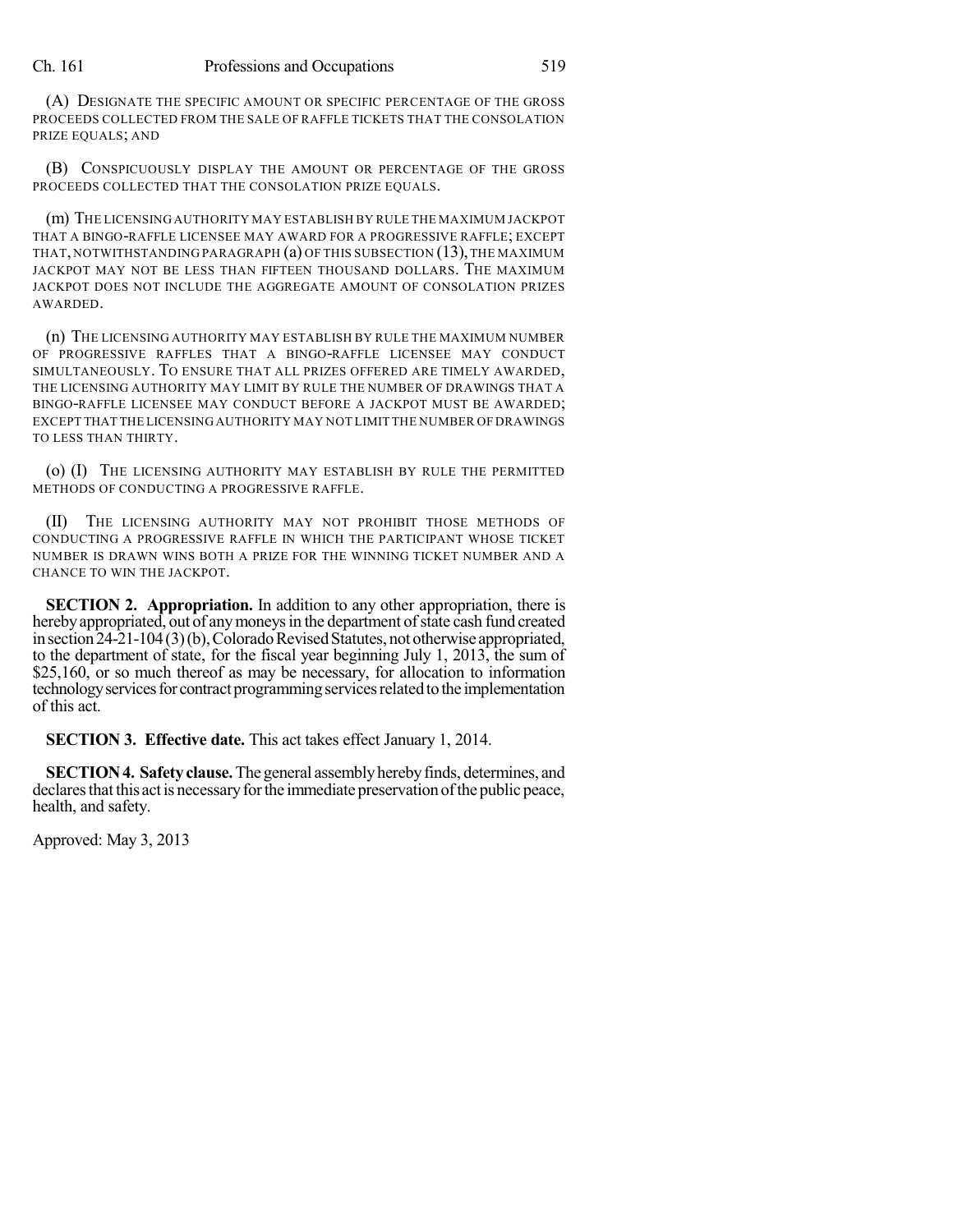(A) DESIGNATE THE SPECIFIC AMOUNT OR SPECIFIC PERCENTAGE OF THE GROSS PROCEEDS COLLECTED FROM THE SALE OF RAFFLE TICKETS THAT THE CONSOLATION PRIZE EQUALS; AND

(B) CONSPICUOUSLY DISPLAY THE AMOUNT OR PERCENTAGE OF THE GROSS PROCEEDS COLLECTED THAT THE CONSOLATION PRIZE EQUALS.

(m) THE LICENSING AUTHORITY MAY ESTABLISH BY RULE THE MAXIMUM JACKPOT THAT A BINGO-RAFFLE LICENSEE MAY AWARD FOR A PROGRESSIVE RAFFLE; EXCEPT THAT, NOTWITHSTANDING PARAGRAPH (a) OF THIS SUBSECTION (13), THE MAXIMUM JACKPOT MAY NOT BE LESS THAN FIFTEEN THOUSAND DOLLARS. THE MAXIMUM JACKPOT DOES NOT INCLUDE THE AGGREGATE AMOUNT OF CONSOLATION PRIZES AWARDED.

(n) THE LICENSING AUTHORITY MAY ESTABLISH BY RULE THE MAXIMUM NUMBER OF PROGRESSIVE RAFFLES THAT A BINGO-RAFFLE LICENSEE MAY CONDUCT SIMULTANEOUSLY. TO ENSURE THAT ALL PRIZES OFFERED ARE TIMELY AWARDED, THE LICENSING AUTHORITY MAY LIMIT BY RULE THE NUMBER OF DRAWINGS THAT A BINGO-RAFFLE LICENSEE MAY CONDUCT BEFORE A JACKPOT MUST BE AWARDED; EXCEPT THAT THE LICENSING AUTHORITY MAY NOT LIMIT THE NUMBER OF DRAWINGS TO LESS THAN THIRTY.

(o) (I) THE LICENSING AUTHORITY MAY ESTABLISH BY RULE THE PERMITTED METHODS OF CONDUCTING A PROGRESSIVE RAFFLE.

(II) THE LICENSING AUTHORITY MAY NOT PROHIBIT THOSE METHODS OF CONDUCTING A PROGRESSIVE RAFFLE IN WHICH THE PARTICIPANT WHOSE TICKET NUMBER IS DRAWN WINS BOTH A PRIZE FOR THE WINNING TICKET NUMBER AND A CHANCE TO WIN THE JACKPOT.

**SECTION 2. Appropriation.** In addition to any other appropriation, there is hereby appropriated, out of any moneys in the department of state cash fund created in section 24-21-104 (3) (b), Colorado Revised Statutes, not otherwise appropriated, to the department of state, for the fiscal year beginning July 1, 2013, the sum of $25,160, or so much thereof as may be necessary, for allocation to information technology services for contract programming services related to the implementation of this act.

**SECTION 3. Effective date.** This act takes effect January 1, 2014.

**SECTION 4. Safety clause.** The general assembly hereby finds, determines, and declares that this act is necessary for the immediate preservation of the public peace, health, and safety.

Approved: May 3, 2013